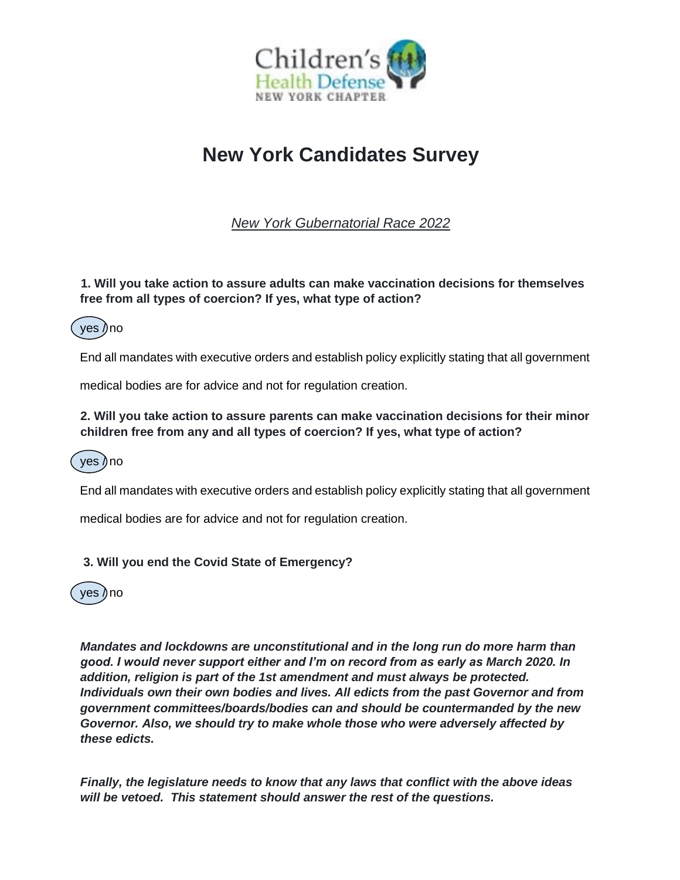Children's Health Defense
NEW YORK CHAPTER

# New York Candidates Survey

*New York Gubernatorial Race 2022*

**1. Will you take action to assure adults can make vaccination decisions for themselves free from all types of coercion? If yes, what type of action?**

(yes) / no

End all mandates with executive orders and establish policy explicitly stating that all government medical bodies are for advice and not for regulation creation.

**2. Will you take action to assure parents can make vaccination decisions for their minor children free from any and all types of coercion? If yes, what type of action?**

(yes) / no

End all mandates with executive orders and establish policy explicitly stating that all government medical bodies are for advice and not for regulation creation.

**3. Will you end the Covid State of Emergency?**

(yes) / no

***Mandates and lockdowns are unconstitutional and in the long run do more harm than good. I would never support either and I'm on record from as early as March 2020. In addition, religion is part of the 1st amendment and must always be protected. Individuals own their own bodies and lives. All edicts from the past Governor and from government committees/boards/bodies can and should be countermanded by the new Governor. Also, we should try to make whole those who were adversely affected by these edicts.***

***Finally, the legislature needs to know that any laws that conflict with the above ideas will be vetoed. This statement should answer the rest of the questions.***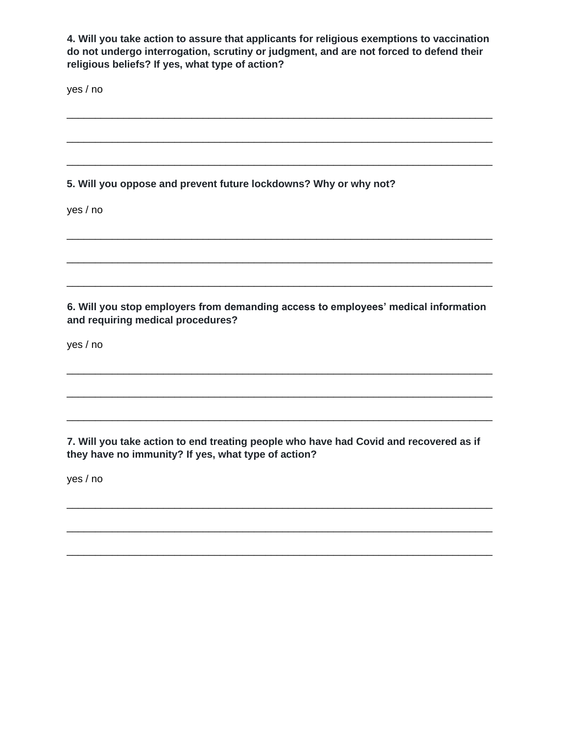**4. Will you take action to assure that applicants for religious exemptions to vaccination do not undergo interrogation, scrutiny or judgment, and are not forced to defend their religious beliefs? If yes, what type of action?**

yes / no

\_\_\_\_\_\_\_\_\_\_\_\_\_\_\_\_\_\_\_\_\_\_\_\_\_\_\_\_\_\_\_\_\_\_\_\_\_\_\_\_\_\_\_\_\_\_\_\_\_\_\_\_\_\_\_\_\_\_\_\_\_\_\_\_\_\_\_\_\_\_\_\_

\_\_\_\_\_\_\_\_\_\_\_\_\_\_\_\_\_\_\_\_\_\_\_\_\_\_\_\_\_\_\_\_\_\_\_\_\_\_\_\_\_\_\_\_\_\_\_\_\_\_\_\_\_\_\_\_\_\_\_\_\_\_\_\_\_\_\_\_\_\_\_\_

\_\_\_\_\_\_\_\_\_\_\_\_\_\_\_\_\_\_\_\_\_\_\_\_\_\_\_\_\_\_\_\_\_\_\_\_\_\_\_\_\_\_\_\_\_\_\_\_\_\_\_\_\_\_\_\_\_\_\_\_\_\_\_\_\_\_\_\_\_\_\_\_

**5. Will you oppose and prevent future lockdowns? Why or why not?**

yes / no

\_\_\_\_\_\_\_\_\_\_\_\_\_\_\_\_\_\_\_\_\_\_\_\_\_\_\_\_\_\_\_\_\_\_\_\_\_\_\_\_\_\_\_\_\_\_\_\_\_\_\_\_\_\_\_\_\_\_\_\_\_\_\_\_\_\_\_\_\_\_\_\_

\_\_\_\_\_\_\_\_\_\_\_\_\_\_\_\_\_\_\_\_\_\_\_\_\_\_\_\_\_\_\_\_\_\_\_\_\_\_\_\_\_\_\_\_\_\_\_\_\_\_\_\_\_\_\_\_\_\_\_\_\_\_\_\_\_\_\_\_\_\_\_\_

\_\_\_\_\_\_\_\_\_\_\_\_\_\_\_\_\_\_\_\_\_\_\_\_\_\_\_\_\_\_\_\_\_\_\_\_\_\_\_\_\_\_\_\_\_\_\_\_\_\_\_\_\_\_\_\_\_\_\_\_\_\_\_\_\_\_\_\_\_\_\_\_

**6. Will you stop employers from demanding access to employees' medical information and requiring medical procedures?**

yes / no

\_\_\_\_\_\_\_\_\_\_\_\_\_\_\_\_\_\_\_\_\_\_\_\_\_\_\_\_\_\_\_\_\_\_\_\_\_\_\_\_\_\_\_\_\_\_\_\_\_\_\_\_\_\_\_\_\_\_\_\_\_\_\_\_\_\_\_\_\_\_\_\_

\_\_\_\_\_\_\_\_\_\_\_\_\_\_\_\_\_\_\_\_\_\_\_\_\_\_\_\_\_\_\_\_\_\_\_\_\_\_\_\_\_\_\_\_\_\_\_\_\_\_\_\_\_\_\_\_\_\_\_\_\_\_\_\_\_\_\_\_\_\_\_\_

\_\_\_\_\_\_\_\_\_\_\_\_\_\_\_\_\_\_\_\_\_\_\_\_\_\_\_\_\_\_\_\_\_\_\_\_\_\_\_\_\_\_\_\_\_\_\_\_\_\_\_\_\_\_\_\_\_\_\_\_\_\_\_\_\_\_\_\_\_\_\_\_

**7. Will you take action to end treating people who have had Covid and recovered as if they have no immunity? If yes, what type of action?**

yes / no

\_\_\_\_\_\_\_\_\_\_\_\_\_\_\_\_\_\_\_\_\_\_\_\_\_\_\_\_\_\_\_\_\_\_\_\_\_\_\_\_\_\_\_\_\_\_\_\_\_\_\_\_\_\_\_\_\_\_\_\_\_\_\_\_\_\_\_\_\_\_\_\_

\_\_\_\_\_\_\_\_\_\_\_\_\_\_\_\_\_\_\_\_\_\_\_\_\_\_\_\_\_\_\_\_\_\_\_\_\_\_\_\_\_\_\_\_\_\_\_\_\_\_\_\_\_\_\_\_\_\_\_\_\_\_\_\_\_\_\_\_\_\_\_\_

\_\_\_\_\_\_\_\_\_\_\_\_\_\_\_\_\_\_\_\_\_\_\_\_\_\_\_\_\_\_\_\_\_\_\_\_\_\_\_\_\_\_\_\_\_\_\_\_\_\_\_\_\_\_\_\_\_\_\_\_\_\_\_\_\_\_\_\_\_\_\_\_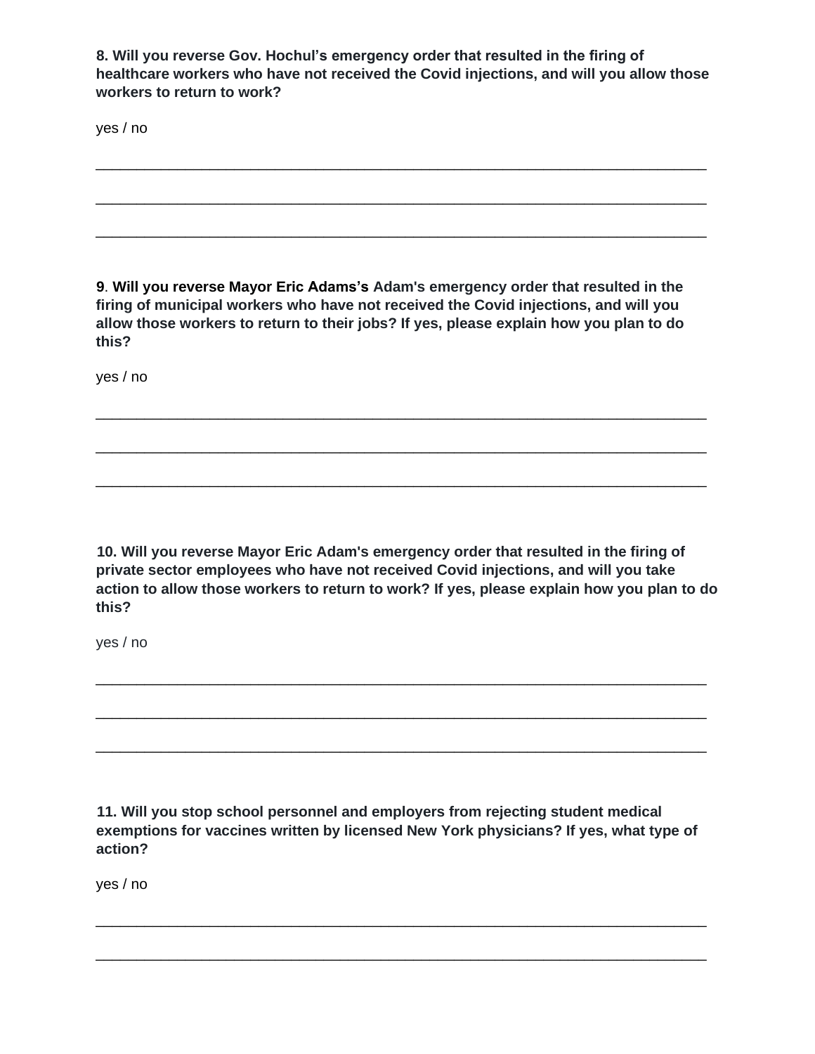**8. Will you reverse Gov. Hochul's emergency order that resulted in the firing of healthcare workers who have not received the Covid injections, and will you allow those workers to return to work?**

yes / no

_______________________________________________________________________________

_______________________________________________________________________________

_______________________________________________________________________________

**9**. **Will you reverse Mayor Eric Adams's Adam's emergency order that resulted in the firing of municipal workers who have not received the Covid injections, and will you allow those workers to return to their jobs? If yes, please explain how you plan to do this?**

yes / no

_______________________________________________________________________________

_______________________________________________________________________________

_______________________________________________________________________________

**10. Will you reverse Mayor Eric Adam's emergency order that resulted in the firing of private sector employees who have not received Covid injections, and will you take action to allow those workers to return to work? If yes, please explain how you plan to do this?**

yes / no

_______________________________________________________________________________

_______________________________________________________________________________

_______________________________________________________________________________

**11. Will you stop school personnel and employers from rejecting student medical exemptions for vaccines written by licensed New York physicians? If yes, what type of action?**

yes / no

_______________________________________________________________________________

_______________________________________________________________________________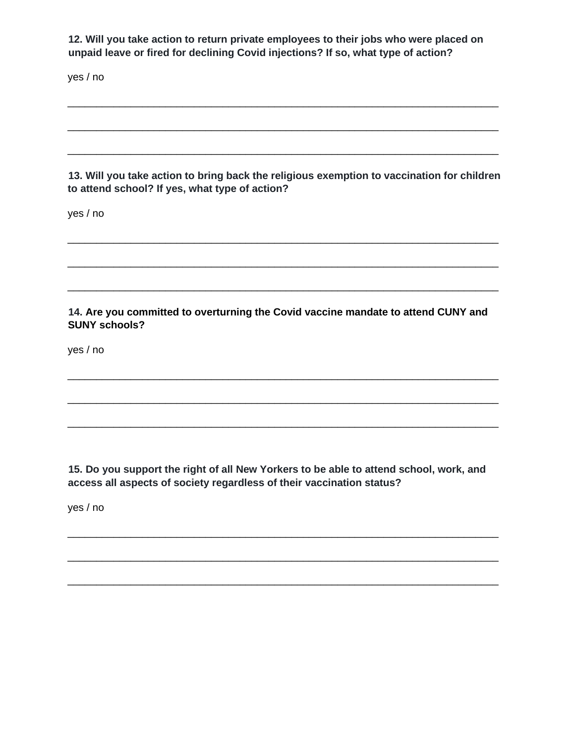**12. Will you take action to return private employees to their jobs who were placed on unpaid leave or fired for declining Covid injections? If so, what type of action?**

yes / no

\_\_\_\_\_\_\_\_\_\_\_\_\_\_\_\_\_\_\_\_\_\_\_\_\_\_\_\_\_\_\_\_\_\_\_\_\_\_\_\_\_\_\_\_\_\_\_\_\_\_\_\_\_\_\_\_\_\_\_\_\_\_\_\_\_\_\_\_\_\_\_\_\_\_\_\_

\_\_\_\_\_\_\_\_\_\_\_\_\_\_\_\_\_\_\_\_\_\_\_\_\_\_\_\_\_\_\_\_\_\_\_\_\_\_\_\_\_\_\_\_\_\_\_\_\_\_\_\_\_\_\_\_\_\_\_\_\_\_\_\_\_\_\_\_\_\_\_\_\_\_\_\_

\_\_\_\_\_\_\_\_\_\_\_\_\_\_\_\_\_\_\_\_\_\_\_\_\_\_\_\_\_\_\_\_\_\_\_\_\_\_\_\_\_\_\_\_\_\_\_\_\_\_\_\_\_\_\_\_\_\_\_\_\_\_\_\_\_\_\_\_\_\_\_\_\_\_\_\_

**13. Will you take action to bring back the religious exemption to vaccination for children to attend school? If yes, what type of action?**

yes / no

\_\_\_\_\_\_\_\_\_\_\_\_\_\_\_\_\_\_\_\_\_\_\_\_\_\_\_\_\_\_\_\_\_\_\_\_\_\_\_\_\_\_\_\_\_\_\_\_\_\_\_\_\_\_\_\_\_\_\_\_\_\_\_\_\_\_\_\_\_\_\_\_\_\_\_\_

\_\_\_\_\_\_\_\_\_\_\_\_\_\_\_\_\_\_\_\_\_\_\_\_\_\_\_\_\_\_\_\_\_\_\_\_\_\_\_\_\_\_\_\_\_\_\_\_\_\_\_\_\_\_\_\_\_\_\_\_\_\_\_\_\_\_\_\_\_\_\_\_\_\_\_\_

\_\_\_\_\_\_\_\_\_\_\_\_\_\_\_\_\_\_\_\_\_\_\_\_\_\_\_\_\_\_\_\_\_\_\_\_\_\_\_\_\_\_\_\_\_\_\_\_\_\_\_\_\_\_\_\_\_\_\_\_\_\_\_\_\_\_\_\_\_\_\_\_\_\_\_\_

**14. Are you committed to overturning the Covid vaccine mandate to attend CUNY and SUNY schools?**

yes / no

\_\_\_\_\_\_\_\_\_\_\_\_\_\_\_\_\_\_\_\_\_\_\_\_\_\_\_\_\_\_\_\_\_\_\_\_\_\_\_\_\_\_\_\_\_\_\_\_\_\_\_\_\_\_\_\_\_\_\_\_\_\_\_\_\_\_\_\_\_\_\_\_\_\_\_\_

\_\_\_\_\_\_\_\_\_\_\_\_\_\_\_\_\_\_\_\_\_\_\_\_\_\_\_\_\_\_\_\_\_\_\_\_\_\_\_\_\_\_\_\_\_\_\_\_\_\_\_\_\_\_\_\_\_\_\_\_\_\_\_\_\_\_\_\_\_\_\_\_\_\_\_\_

\_\_\_\_\_\_\_\_\_\_\_\_\_\_\_\_\_\_\_\_\_\_\_\_\_\_\_\_\_\_\_\_\_\_\_\_\_\_\_\_\_\_\_\_\_\_\_\_\_\_\_\_\_\_\_\_\_\_\_\_\_\_\_\_\_\_\_\_\_\_\_\_\_\_\_\_

**15. Do you support the right of all New Yorkers to be able to attend school, work, and access all aspects of society regardless of their vaccination status?**

yes / no

\_\_\_\_\_\_\_\_\_\_\_\_\_\_\_\_\_\_\_\_\_\_\_\_\_\_\_\_\_\_\_\_\_\_\_\_\_\_\_\_\_\_\_\_\_\_\_\_\_\_\_\_\_\_\_\_\_\_\_\_\_\_\_\_\_\_\_\_\_\_\_\_\_\_\_\_

\_\_\_\_\_\_\_\_\_\_\_\_\_\_\_\_\_\_\_\_\_\_\_\_\_\_\_\_\_\_\_\_\_\_\_\_\_\_\_\_\_\_\_\_\_\_\_\_\_\_\_\_\_\_\_\_\_\_\_\_\_\_\_\_\_\_\_\_\_\_\_\_\_\_\_\_

\_\_\_\_\_\_\_\_\_\_\_\_\_\_\_\_\_\_\_\_\_\_\_\_\_\_\_\_\_\_\_\_\_\_\_\_\_\_\_\_\_\_\_\_\_\_\_\_\_\_\_\_\_\_\_\_\_\_\_\_\_\_\_\_\_\_\_\_\_\_\_\_\_\_\_\_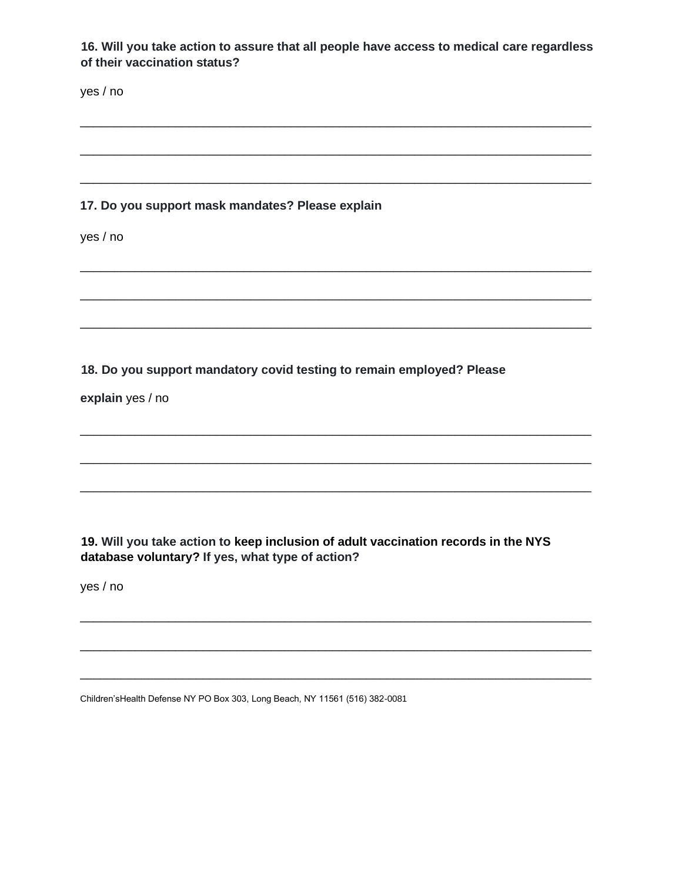**16. Will you take action to assure that all people have access to medical care regardless of their vaccination status?**

yes / no

\_\_\_\_\_\_\_\_\_\_\_\_\_\_\_\_\_\_\_\_\_\_\_\_\_\_\_\_\_\_\_\_\_\_\_\_\_\_\_\_\_\_\_\_\_\_\_\_\_\_\_\_\_\_\_\_\_\_\_\_\_\_\_\_\_\_\_\_\_\_\_\_\_\_

\_\_\_\_\_\_\_\_\_\_\_\_\_\_\_\_\_\_\_\_\_\_\_\_\_\_\_\_\_\_\_\_\_\_\_\_\_\_\_\_\_\_\_\_\_\_\_\_\_\_\_\_\_\_\_\_\_\_\_\_\_\_\_\_\_\_\_\_\_\_\_\_\_\_

\_\_\_\_\_\_\_\_\_\_\_\_\_\_\_\_\_\_\_\_\_\_\_\_\_\_\_\_\_\_\_\_\_\_\_\_\_\_\_\_\_\_\_\_\_\_\_\_\_\_\_\_\_\_\_\_\_\_\_\_\_\_\_\_\_\_\_\_\_\_\_\_\_\_

**17. Do you support mask mandates? Please explain**

yes / no

\_\_\_\_\_\_\_\_\_\_\_\_\_\_\_\_\_\_\_\_\_\_\_\_\_\_\_\_\_\_\_\_\_\_\_\_\_\_\_\_\_\_\_\_\_\_\_\_\_\_\_\_\_\_\_\_\_\_\_\_\_\_\_\_\_\_\_\_\_\_\_\_\_\_

\_\_\_\_\_\_\_\_\_\_\_\_\_\_\_\_\_\_\_\_\_\_\_\_\_\_\_\_\_\_\_\_\_\_\_\_\_\_\_\_\_\_\_\_\_\_\_\_\_\_\_\_\_\_\_\_\_\_\_\_\_\_\_\_\_\_\_\_\_\_\_\_\_\_

\_\_\_\_\_\_\_\_\_\_\_\_\_\_\_\_\_\_\_\_\_\_\_\_\_\_\_\_\_\_\_\_\_\_\_\_\_\_\_\_\_\_\_\_\_\_\_\_\_\_\_\_\_\_\_\_\_\_\_\_\_\_\_\_\_\_\_\_\_\_\_\_\_\_

**18. Do you support mandatory covid testing to remain employed? Please explain** yes / no

\_\_\_\_\_\_\_\_\_\_\_\_\_\_\_\_\_\_\_\_\_\_\_\_\_\_\_\_\_\_\_\_\_\_\_\_\_\_\_\_\_\_\_\_\_\_\_\_\_\_\_\_\_\_\_\_\_\_\_\_\_\_\_\_\_\_\_\_\_\_\_\_\_\_

\_\_\_\_\_\_\_\_\_\_\_\_\_\_\_\_\_\_\_\_\_\_\_\_\_\_\_\_\_\_\_\_\_\_\_\_\_\_\_\_\_\_\_\_\_\_\_\_\_\_\_\_\_\_\_\_\_\_\_\_\_\_\_\_\_\_\_\_\_\_\_\_\_\_

\_\_\_\_\_\_\_\_\_\_\_\_\_\_\_\_\_\_\_\_\_\_\_\_\_\_\_\_\_\_\_\_\_\_\_\_\_\_\_\_\_\_\_\_\_\_\_\_\_\_\_\_\_\_\_\_\_\_\_\_\_\_\_\_\_\_\_\_\_\_\_\_\_\_

**19. Will you take action to keep inclusion of adult vaccination records in the NYS database voluntary? If yes, what type of action?**

yes / no

\_\_\_\_\_\_\_\_\_\_\_\_\_\_\_\_\_\_\_\_\_\_\_\_\_\_\_\_\_\_\_\_\_\_\_\_\_\_\_\_\_\_\_\_\_\_\_\_\_\_\_\_\_\_\_\_\_\_\_\_\_\_\_\_\_\_\_\_\_\_\_\_\_\_

\_\_\_\_\_\_\_\_\_\_\_\_\_\_\_\_\_\_\_\_\_\_\_\_\_\_\_\_\_\_\_\_\_\_\_\_\_\_\_\_\_\_\_\_\_\_\_\_\_\_\_\_\_\_\_\_\_\_\_\_\_\_\_\_\_\_\_\_\_\_\_\_\_\_

\_\_\_\_\_\_\_\_\_\_\_\_\_\_\_\_\_\_\_\_\_\_\_\_\_\_\_\_\_\_\_\_\_\_\_\_\_\_\_\_\_\_\_\_\_\_\_\_\_\_\_\_\_\_\_\_\_\_\_\_\_\_\_\_\_\_\_\_\_\_\_\_\_\_

Children'sHealth Defense NY PO Box 303, Long Beach, NY 11561 (516) 382-0081